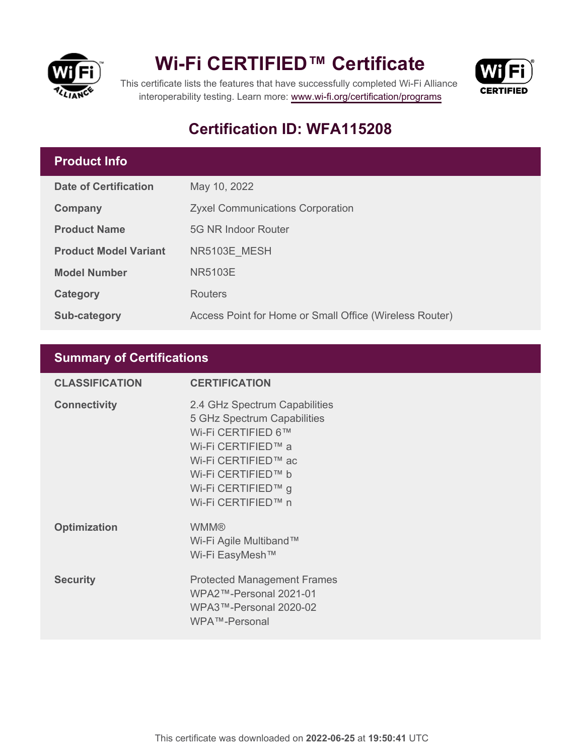# Wi-Fi CERTIFIED™ Certificate

This certificate lists the features that have successfully completed Wi-Fi Alliance interoperability testing. Learn more: www.wi-fi.org/certification/programs

## Certification ID: WFA115208

### Product Info

| | |
|---|---|
| **Date of Certification** | May 10, 2022 |
| **Company** | Zyxel Communications Corporation |
| **Product Name** | 5G NR Indoor Router |
| **Product Model Variant** | NR5103E_MESH |
| **Model Number** | NR5103E |
| **Category** | Routers |
| **Sub-category** | Access Point for Home or Small Office (Wireless Router) |

### Summary of Certifications

| CLASSIFICATION | CERTIFICATION |
|---|---|
| **Connectivity** | 2.4 GHz Spectrum Capabilities<br>5 GHz Spectrum Capabilities<br>Wi-Fi CERTIFIED 6™<br>Wi-Fi CERTIFIED™ a<br>Wi-Fi CERTIFIED™ ac<br>Wi-Fi CERTIFIED™ b<br>Wi-Fi CERTIFIED™ g<br>Wi-Fi CERTIFIED™ n |
| **Optimization** | WMM®<br>Wi-Fi Agile Multiband™<br>Wi-Fi EasyMesh™ |
| **Security** | Protected Management Frames<br>WPA2™-Personal 2021-01<br>WPA3™-Personal 2020-02<br>WPA™-Personal |

This certificate was downloaded on **2022-06-25** at **19:50:41** UTC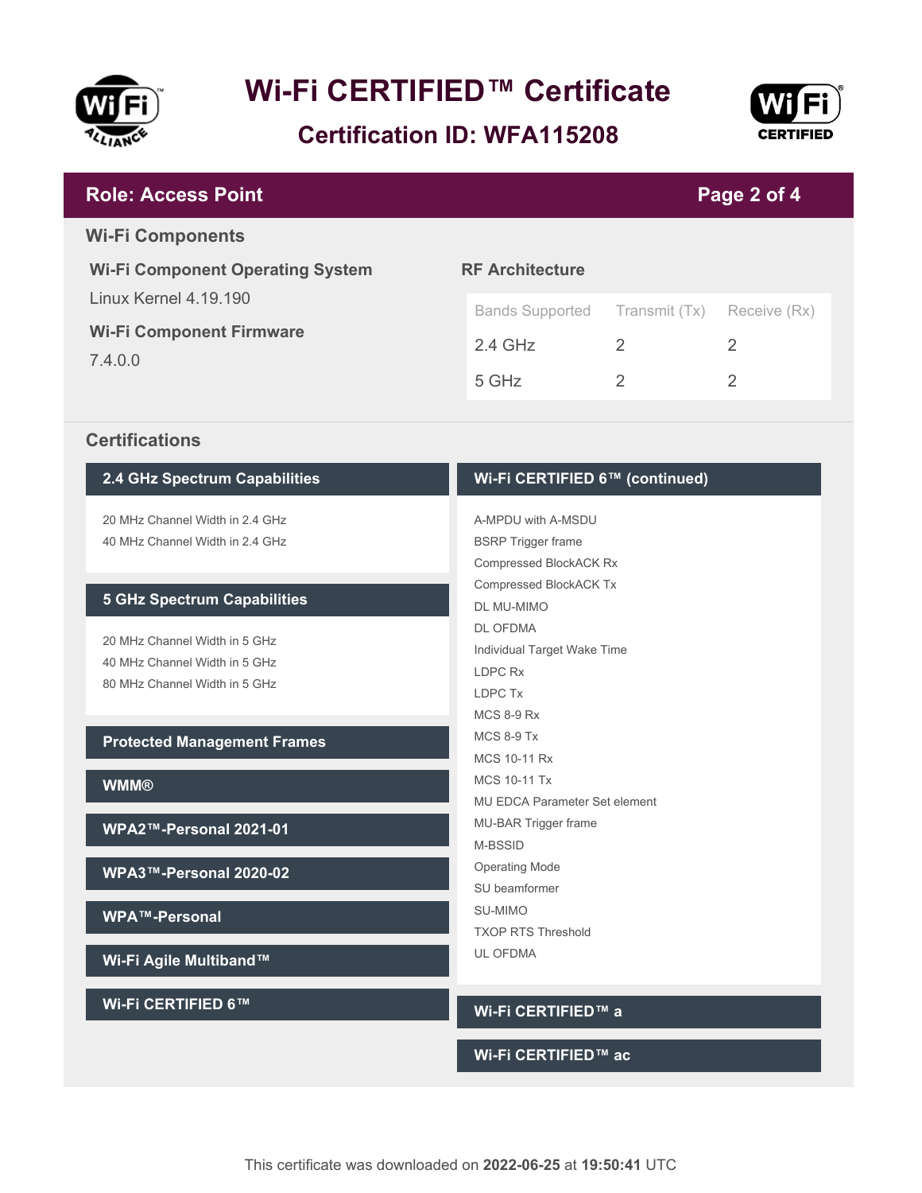# Wi-Fi CERTIFIED™ Certificate

## Certification ID: WFA115208

## Role: Access Point

### Wi-Fi Components

**Wi-Fi Component Operating System**

Linux Kernel 4.19.190

**Wi-Fi Component Firmware**

7.4.0.0

**RF Architecture**

| Bands Supported | Transmit (Tx) | Receive (Rx) |
| --- | --- | --- |
| 2.4 GHz | 2 | 2 |
| 5 GHz | 2 | 2 |

### Certifications

**2.4 GHz Spectrum Capabilities**

- 20 MHz Channel Width in 2.4 GHz
- 40 MHz Channel Width in 2.4 GHz

**5 GHz Spectrum Capabilities**

- 20 MHz Channel Width in 5 GHz
- 40 MHz Channel Width in 5 GHz
- 80 MHz Channel Width in 5 GHz

**Protected Management Frames**

**WMM®**

**WPA2™-Personal 2021-01**

**WPA3™-Personal 2020-02**

**WPA™-Personal**

**Wi-Fi Agile Multiband™**

**Wi-Fi CERTIFIED 6™**

**Wi-Fi CERTIFIED 6™ (continued)**

- A-MPDU with A-MSDU
- BSRP Trigger frame
- Compressed BlockACK Rx
- Compressed BlockACK Tx
- DL MU-MIMO
- DL OFDMA
- Individual Target Wake Time
- LDPC Rx
- LDPC Tx
- MCS 8-9 Rx
- MCS 8-9 Tx
- MCS 10-11 Rx
- MCS 10-11 Tx
- MU EDCA Parameter Set element
- MU-BAR Trigger frame
- M-BSSID
- Operating Mode
- SU beamformer
- SU-MIMO
- TXOP RTS Threshold
- UL OFDMA

**Wi-Fi CERTIFIED™ a**

**Wi-Fi CERTIFIED™ ac**

This certificate was downloaded on **2022-06-25** at **19:50:41** UTC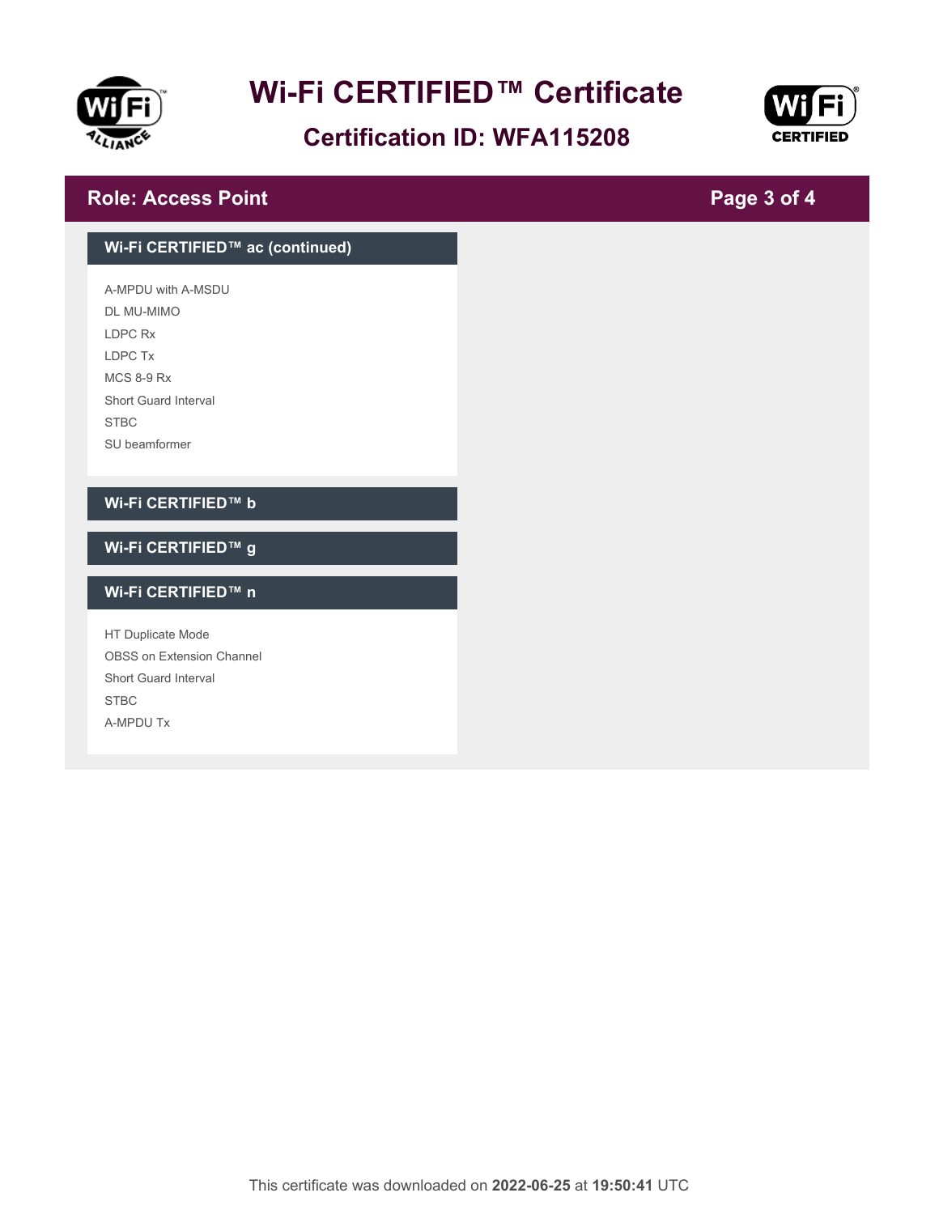# Wi-Fi CERTIFIED™ Certificate

## Certification ID: WFA115208

## Role: Access Point

### Wi-Fi CERTIFIED™ ac (continued)

A-MPDU with A-MSDU
DL MU-MIMO
LDPC Rx
LDPC Tx
MCS 8-9 Rx
Short Guard Interval
STBC
SU beamformer

### Wi-Fi CERTIFIED™ b

### Wi-Fi CERTIFIED™ g

### Wi-Fi CERTIFIED™ n

HT Duplicate Mode
OBSS on Extension Channel
Short Guard Interval
STBC
A-MPDU Tx

This certificate was downloaded on **2022-06-25** at **19:50:41** UTC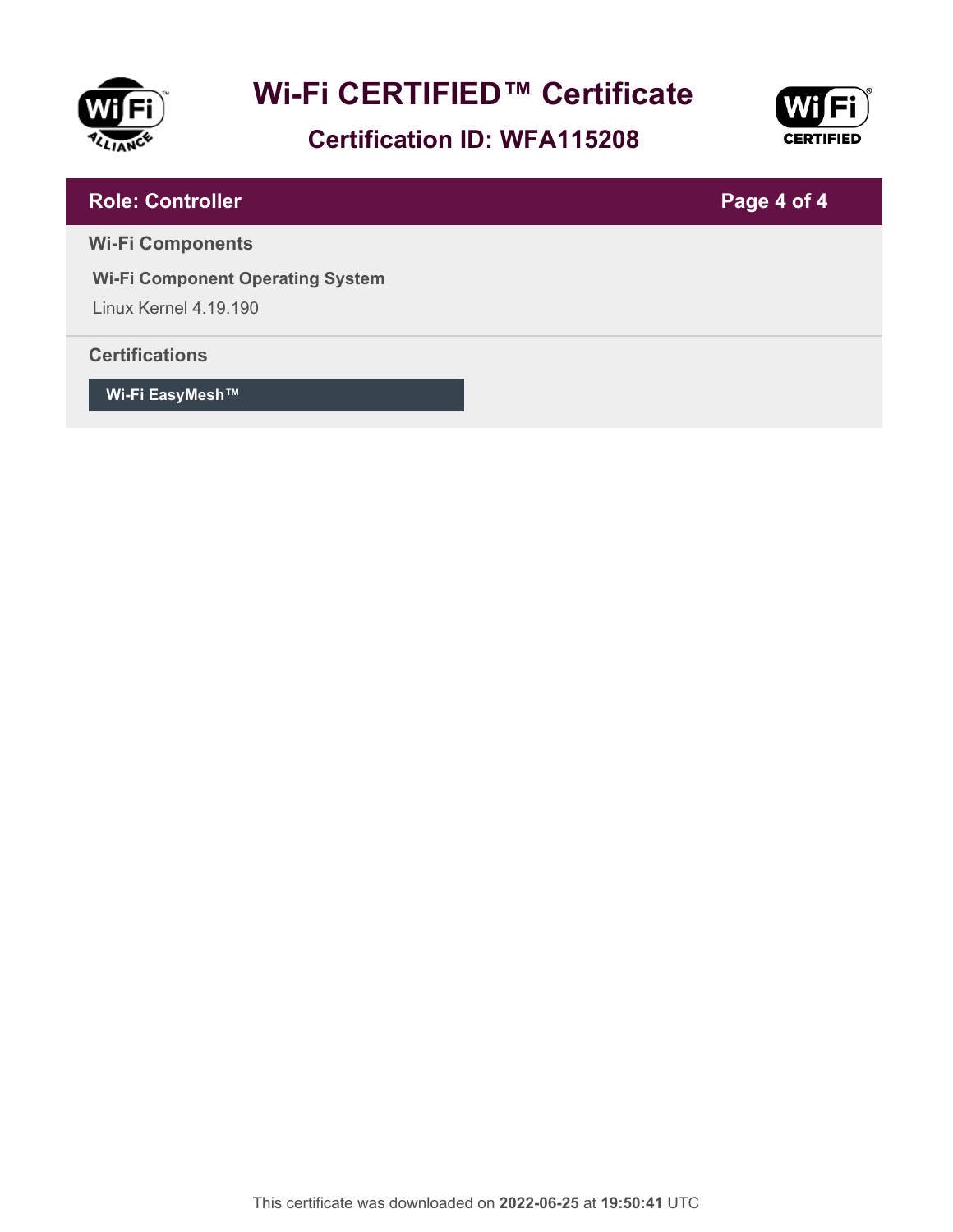# Wi-Fi CERTIFIED™ Certificate

## Certification ID: WFA115208

## Role: Controller

### Wi-Fi Components

**Wi-Fi Component Operating System**

Linux Kernel 4.19.190

### Certifications

**Wi-Fi EasyMesh™**

This certificate was downloaded on **2022-06-25** at **19:50:41** UTC